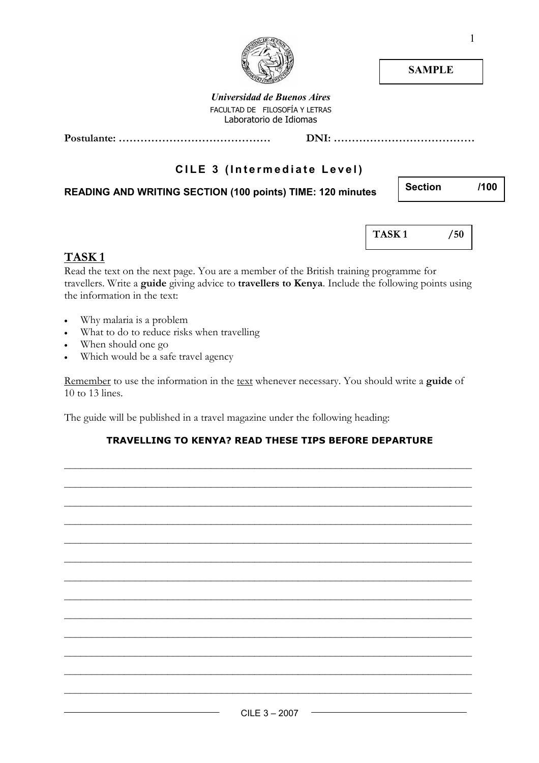**SAMPLE**

***Universidad de Buenos Aires***

FACULTAD DE FILOSOFÍA Y LETRAS

Laboratorio de Idiomas

**Postulante: ……………………………………** **DNI: …………………………………**

## C I L E 3 (I n t e r m e d i a t e L e v e l)

**READING AND WRITING SECTION (100 points) TIME: 120 minutes**

| **Section** | **/100** |
|---|---|

| **TASK 1** | **/50** |
|---|---|

## TASK 1

Read the text on the next page. You are a member of the British training programme for travellers. Write a **guide** giving advice to **travellers to Kenya**. Include the following points using the information in the text:

- Why malaria is a problem
- What to do to reduce risks when travelling
- When should one go
- Which would be a safe travel agency

Remember to use the information in the text whenever necessary. You should write a **guide** of 10 to 13 lines.

The guide will be published in a travel magazine under the following heading:

**TRAVELLING TO KENYA? READ THESE TIPS BEFORE DEPARTURE**

______________________________________________________________________

______________________________________________________________________

______________________________________________________________________

______________________________________________________________________

______________________________________________________________________

______________________________________________________________________

______________________________________________________________________

______________________________________________________________________

______________________________________________________________________

______________________________________________________________________

______________________________________________________________________

______________________________________________________________________

______________________________________________________________________

CILE 3 – 2007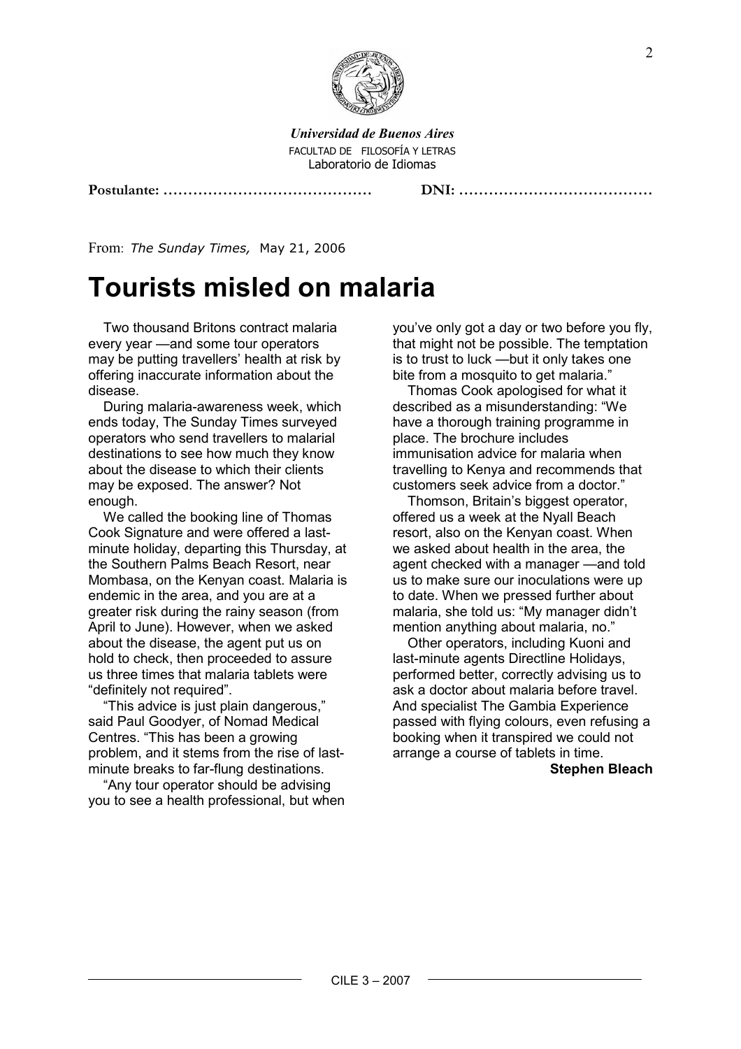*Universidad de Buenos Aires*
FACULTAD DE FILOSOFÍA Y LETRAS
Laboratorio de Idiomas

**Postulante: ……………………………………** **DNI: …………………………………**

From: *The Sunday Times,* May 21, 2006

# Tourists misled on malaria

Two thousand Britons contract malaria every year —and some tour operators may be putting travellers' health at risk by offering inaccurate information about the disease.

During malaria-awareness week, which ends today, The Sunday Times surveyed operators who send travellers to malarial destinations to see how much they know about the disease to which their clients may be exposed. The answer? Not enough.

We called the booking line of Thomas Cook Signature and were offered a last-minute holiday, departing this Thursday, at the Southern Palms Beach Resort, near Mombasa, on the Kenyan coast. Malaria is endemic in the area, and you are at a greater risk during the rainy season (from April to June). However, when we asked about the disease, the agent put us on hold to check, then proceeded to assure us three times that malaria tablets were "definitely not required".

"This advice is just plain dangerous," said Paul Goodyer, of Nomad Medical Centres. "This has been a growing problem, and it stems from the rise of last-minute breaks to far-flung destinations.

"Any tour operator should be advising you to see a health professional, but when you've only got a day or two before you fly, that might not be possible. The temptation is to trust to luck —but it only takes one bite from a mosquito to get malaria."

Thomas Cook apologised for what it described as a misunderstanding: "We have a thorough training programme in place. The brochure includes immunisation advice for malaria when travelling to Kenya and recommends that customers seek advice from a doctor."

Thomson, Britain's biggest operator, offered us a week at the Nyall Beach resort, also on the Kenyan coast. When we asked about health in the area, the agent checked with a manager —and told us to make sure our inoculations were up to date. When we pressed further about malaria, she told us: "My manager didn't mention anything about malaria, no."

Other operators, including Kuoni and last-minute agents Directline Holidays, performed better, correctly advising us to ask a doctor about malaria before travel. And specialist The Gambia Experience passed with flying colours, even refusing a booking when it transpired we could not arrange a course of tablets in time.

**Stephen Bleach**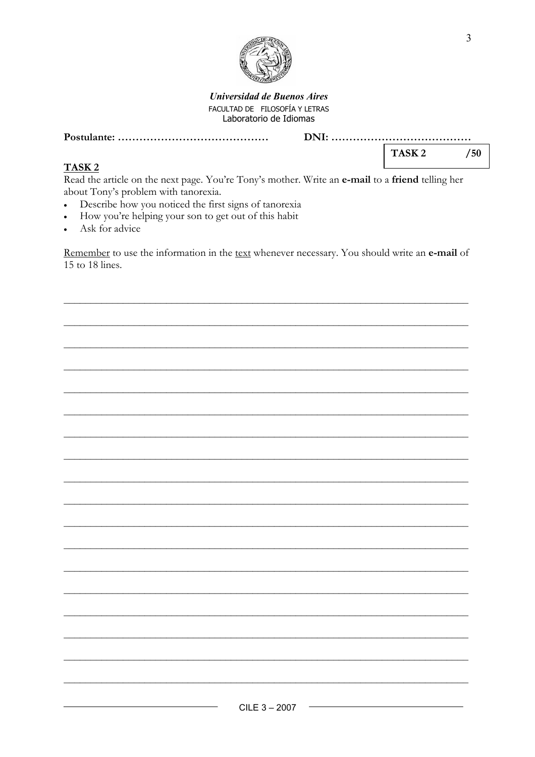*Universidad de Buenos Aires*
FACULTAD DE FILOSOFÍA Y LETRAS
Laboratorio de Idiomas

**Postulante:** …………………………………… **DNI:** …………………………………

| TASK 2 | /50 |
|---|---|

## TASK 2

Read the article on the next page. You're Tony's mother. Write an **e-mail** to a **friend** telling her about Tony's problem with tanorexia.

- Describe how you noticed the first signs of tanorexia
- How you're helping your son to get out of this habit
- Ask for advice

Remember to use the information in the text whenever necessary. You should write an **e-mail** of 15 to 18 lines.

\_\_\_\_\_\_\_\_\_\_\_\_\_\_\_\_\_\_\_\_\_\_\_\_\_\_\_\_\_\_\_\_\_\_\_\_\_\_\_\_\_\_\_\_\_\_\_\_\_\_\_\_\_\_\_\_\_\_\_\_\_\_\_\_\_\_\_\_\_\_
\_\_\_\_\_\_\_\_\_\_\_\_\_\_\_\_\_\_\_\_\_\_\_\_\_\_\_\_\_\_\_\_\_\_\_\_\_\_\_\_\_\_\_\_\_\_\_\_\_\_\_\_\_\_\_\_\_\_\_\_\_\_\_\_\_\_\_\_\_\_
\_\_\_\_\_\_\_\_\_\_\_\_\_\_\_\_\_\_\_\_\_\_\_\_\_\_\_\_\_\_\_\_\_\_\_\_\_\_\_\_\_\_\_\_\_\_\_\_\_\_\_\_\_\_\_\_\_\_\_\_\_\_\_\_\_\_\_\_\_\_
\_\_\_\_\_\_\_\_\_\_\_\_\_\_\_\_\_\_\_\_\_\_\_\_\_\_\_\_\_\_\_\_\_\_\_\_\_\_\_\_\_\_\_\_\_\_\_\_\_\_\_\_\_\_\_\_\_\_\_\_\_\_\_\_\_\_\_\_\_\_
\_\_\_\_\_\_\_\_\_\_\_\_\_\_\_\_\_\_\_\_\_\_\_\_\_\_\_\_\_\_\_\_\_\_\_\_\_\_\_\_\_\_\_\_\_\_\_\_\_\_\_\_\_\_\_\_\_\_\_\_\_\_\_\_\_\_\_\_\_\_
\_\_\_\_\_\_\_\_\_\_\_\_\_\_\_\_\_\_\_\_\_\_\_\_\_\_\_\_\_\_\_\_\_\_\_\_\_\_\_\_\_\_\_\_\_\_\_\_\_\_\_\_\_\_\_\_\_\_\_\_\_\_\_\_\_\_\_\_\_\_
\_\_\_\_\_\_\_\_\_\_\_\_\_\_\_\_\_\_\_\_\_\_\_\_\_\_\_\_\_\_\_\_\_\_\_\_\_\_\_\_\_\_\_\_\_\_\_\_\_\_\_\_\_\_\_\_\_\_\_\_\_\_\_\_\_\_\_\_\_\_
\_\_\_\_\_\_\_\_\_\_\_\_\_\_\_\_\_\_\_\_\_\_\_\_\_\_\_\_\_\_\_\_\_\_\_\_\_\_\_\_\_\_\_\_\_\_\_\_\_\_\_\_\_\_\_\_\_\_\_\_\_\_\_\_\_\_\_\_\_\_
\_\_\_\_\_\_\_\_\_\_\_\_\_\_\_\_\_\_\_\_\_\_\_\_\_\_\_\_\_\_\_\_\_\_\_\_\_\_\_\_\_\_\_\_\_\_\_\_\_\_\_\_\_\_\_\_\_\_\_\_\_\_\_\_\_\_\_\_\_\_
\_\_\_\_\_\_\_\_\_\_\_\_\_\_\_\_\_\_\_\_\_\_\_\_\_\_\_\_\_\_\_\_\_\_\_\_\_\_\_\_\_\_\_\_\_\_\_\_\_\_\_\_\_\_\_\_\_\_\_\_\_\_\_\_\_\_\_\_\_\_
\_\_\_\_\_\_\_\_\_\_\_\_\_\_\_\_\_\_\_\_\_\_\_\_\_\_\_\_\_\_\_\_\_\_\_\_\_\_\_\_\_\_\_\_\_\_\_\_\_\_\_\_\_\_\_\_\_\_\_\_\_\_\_\_\_\_\_\_\_\_
\_\_\_\_\_\_\_\_\_\_\_\_\_\_\_\_\_\_\_\_\_\_\_\_\_\_\_\_\_\_\_\_\_\_\_\_\_\_\_\_\_\_\_\_\_\_\_\_\_\_\_\_\_\_\_\_\_\_\_\_\_\_\_\_\_\_\_\_\_\_
\_\_\_\_\_\_\_\_\_\_\_\_\_\_\_\_\_\_\_\_\_\_\_\_\_\_\_\_\_\_\_\_\_\_\_\_\_\_\_\_\_\_\_\_\_\_\_\_\_\_\_\_\_\_\_\_\_\_\_\_\_\_\_\_\_\_\_\_\_\_
\_\_\_\_\_\_\_\_\_\_\_\_\_\_\_\_\_\_\_\_\_\_\_\_\_\_\_\_\_\_\_\_\_\_\_\_\_\_\_\_\_\_\_\_\_\_\_\_\_\_\_\_\_\_\_\_\_\_\_\_\_\_\_\_\_\_\_\_\_\_
\_\_\_\_\_\_\_\_\_\_\_\_\_\_\_\_\_\_\_\_\_\_\_\_\_\_\_\_\_\_\_\_\_\_\_\_\_\_\_\_\_\_\_\_\_\_\_\_\_\_\_\_\_\_\_\_\_\_\_\_\_\_\_\_\_\_\_\_\_\_
\_\_\_\_\_\_\_\_\_\_\_\_\_\_\_\_\_\_\_\_\_\_\_\_\_\_\_\_\_\_\_\_\_\_\_\_\_\_\_\_\_\_\_\_\_\_\_\_\_\_\_\_\_\_\_\_\_\_\_\_\_\_\_\_\_\_\_\_\_\_
\_\_\_\_\_\_\_\_\_\_\_\_\_\_\_\_\_\_\_\_\_\_\_\_\_\_\_\_\_\_\_\_\_\_\_\_\_\_\_\_\_\_\_\_\_\_\_\_\_\_\_\_\_\_\_\_\_\_\_\_\_\_\_\_\_\_\_\_\_\_
\_\_\_\_\_\_\_\_\_\_\_\_\_\_\_\_\_\_\_\_\_\_\_\_\_\_\_\_\_\_\_\_\_\_\_\_\_\_\_\_\_\_\_\_\_\_\_\_\_\_\_\_\_\_\_\_\_\_\_\_\_\_\_\_\_\_\_\_\_\_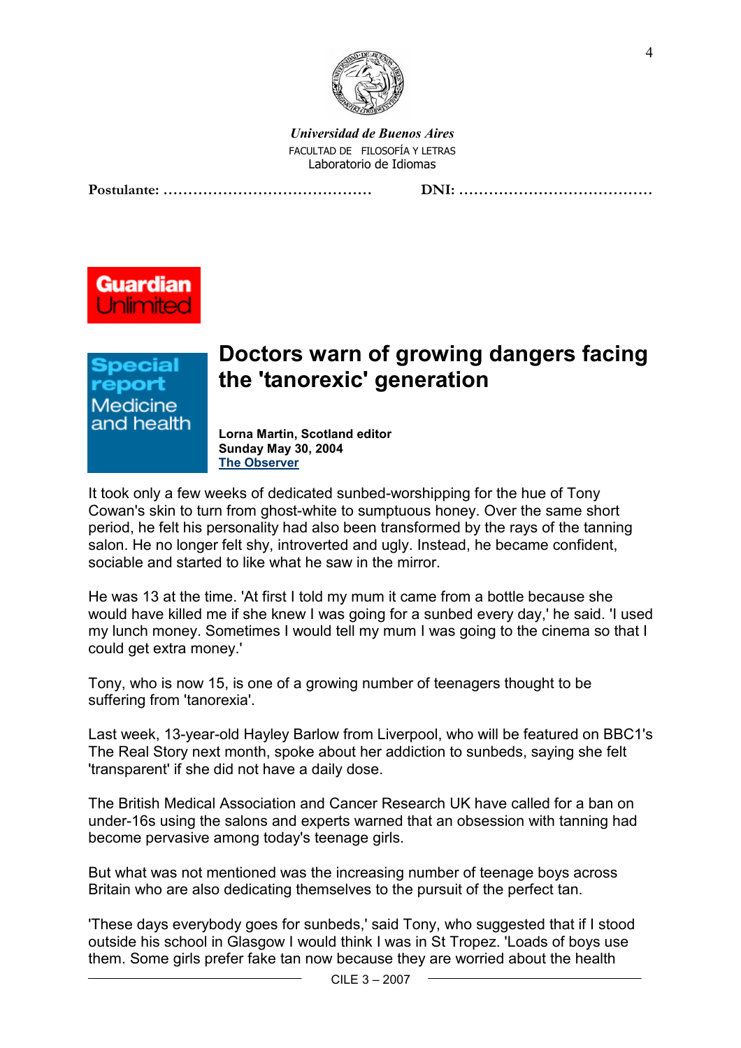*Universidad de Buenos Aires*
FACULTAD DE FILOSOFÍA Y LETRAS
Laboratorio de Idiomas

**Postulante:** …………………………………… **DNI:** …………………………………

Guardian Unlimited

Special report
Medicine and health

# Doctors warn of growing dangers facing the 'tanorexic' generation

**Lorna Martin, Scotland editor**
**Sunday May 30, 2004**
**The Observer**

It took only a few weeks of dedicated sunbed-worshipping for the hue of Tony Cowan's skin to turn from ghost-white to sumptuous honey. Over the same short period, he felt his personality had also been transformed by the rays of the tanning salon. He no longer felt shy, introverted and ugly. Instead, he became confident, sociable and started to like what he saw in the mirror.

He was 13 at the time. 'At first I told my mum it came from a bottle because she would have killed me if she knew I was going for a sunbed every day,' he said. 'I used my lunch money. Sometimes I would tell my mum I was going to the cinema so that I could get extra money.'

Tony, who is now 15, is one of a growing number of teenagers thought to be suffering from 'tanorexia'.

Last week, 13-year-old Hayley Barlow from Liverpool, who will be featured on BBC1's The Real Story next month, spoke about her addiction to sunbeds, saying she felt 'transparent' if she did not have a daily dose.

The British Medical Association and Cancer Research UK have called for a ban on under-16s using the salons and experts warned that an obsession with tanning had become pervasive among today's teenage girls.

But what was not mentioned was the increasing number of teenage boys across Britain who are also dedicating themselves to the pursuit of the perfect tan.

'These days everybody goes for sunbeds,' said Tony, who suggested that if I stood outside his school in Glasgow I would think I was in St Tropez. 'Loads of boys use them. Some girls prefer fake tan now because they are worried about the health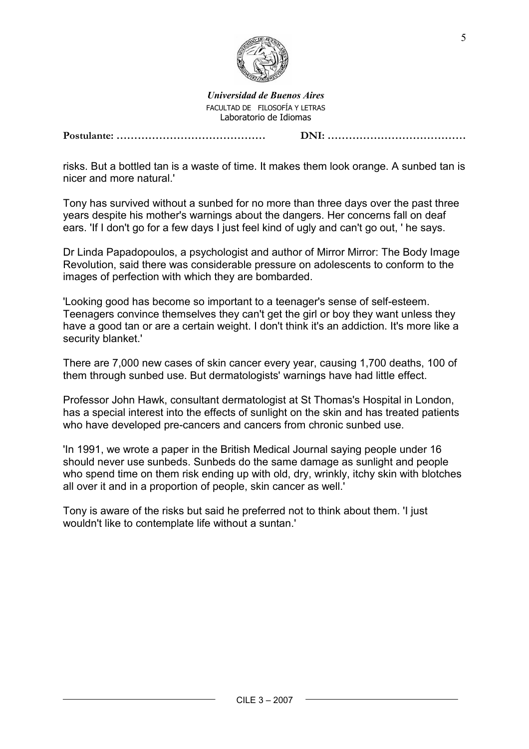risks. But a bottled tan is a waste of time. It makes them look orange. A sunbed tan is nicer and more natural.'

Tony has survived without a sunbed for no more than three days over the past three years despite his mother's warnings about the dangers. Her concerns fall on deaf ears. 'If I don't go for a few days I just feel kind of ugly and can't go out, ' he says.

Dr Linda Papadopoulos, a psychologist and author of Mirror Mirror: The Body Image Revolution, said there was considerable pressure on adolescents to conform to the images of perfection with which they are bombarded.

'Looking good has become so important to a teenager's sense of self-esteem. Teenagers convince themselves they can't get the girl or boy they want unless they have a good tan or are a certain weight. I don't think it's an addiction. It's more like a security blanket.'

There are 7,000 new cases of skin cancer every year, causing 1,700 deaths, 100 of them through sunbed use. But dermatologists' warnings have had little effect.

Professor John Hawk, consultant dermatologist at St Thomas's Hospital in London, has a special interest into the effects of sunlight on the skin and has treated patients who have developed pre-cancers and cancers from chronic sunbed use.

'In 1991, we wrote a paper in the British Medical Journal saying people under 16 should never use sunbeds. Sunbeds do the same damage as sunlight and people who spend time on them risk ending up with old, dry, wrinkly, itchy skin with blotches all over it and in a proportion of people, skin cancer as well.'

Tony is aware of the risks but said he preferred not to think about them. 'I just wouldn't like to contemplate life without a suntan.'